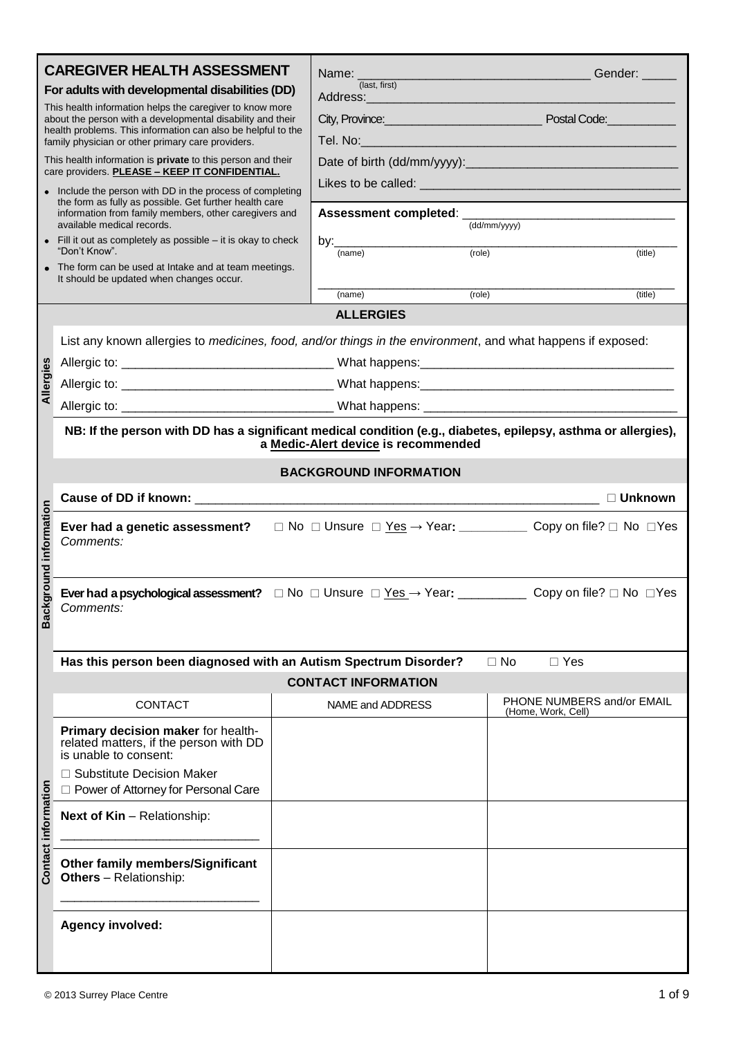# CAREGIVER HEALTH ASSESSMENT

**For adults with developmental disabilities (DD)**

This health information helps the caregiver to know more about the person with a developmental disability and their health problems. This information can also be helpful to the family physician or other primary care providers.

This health information is **private** to this person and their care providers. **PLEASE – KEEP IT CONFIDENTIAL.**

- Include the person with DD in the process of completing the form as fully as possible. Get further health care information from family members, other caregivers and available medical records.
- Fill it out as completely as possible – it is okay to check "Don't Know".
- The form can be used at Intake and at team meetings. It should be updated when changes occur.

Name: ________________________________ Gender: _____
(last, first)

Address: ____________________________________________

City, Province: ______________________ Postal Code: __________

Tel. No: ____________________________________________

Date of birth (dd/mm/yyyy): ____________________________

Likes to be called: ____________________________________

**Assessment completed**: ____________________________
(dd/mm/yyyy)

by: ________________________________________________
(name) (role) (title)

____________________________________________________
(name) (role) (title)

## ALLERGIES

List any known allergies to *medicines, food, and/or things in the environment*, and what happens if exposed:

Allergic to: ______________________________ What happens: ____________________________________

Allergic to: ______________________________ What happens: ____________________________________

Allergic to: ______________________________ What happens: ____________________________________

**NB: If the person with DD has a significant medical condition (e.g., diabetes, epilepsy, asthma or allergies), a Medic-Alert device is recommended**

## BACKGROUND INFORMATION

**Cause of DD if known:** __________________________________________________________ ☐ **Unknown**

**Ever had a genetic assessment?** ☐ No ☐ Unsure ☐ Yes → Year: __________ Copy on file? ☐ No ☐Yes

*Comments:*

**Ever had a psychological assessment?** ☐ No ☐ Unsure ☐ Yes → Year: __________ Copy on file? ☐ No ☐Yes

*Comments:*

**Has this person been diagnosed with an Autism Spectrum Disorder?** ☐ No ☐ Yes

## CONTACT INFORMATION

| CONTACT | NAME and ADDRESS | PHONE NUMBERS and/or EMAIL (Home, Work, Cell) |
|---|---|---|
| **Primary decision maker** for health-related matters, if the person with DD is unable to consent:<br>☐ Substitute Decision Maker<br>☐ Power of Attorney for Personal Care | | |
| **Next of Kin** – Relationship:<br>____________________________ | | |
| **Other family members/Significant Others** – Relationship:<br>____________________________ | | |
| **Agency involved:** | | |

© 2013 Surrey Place Centre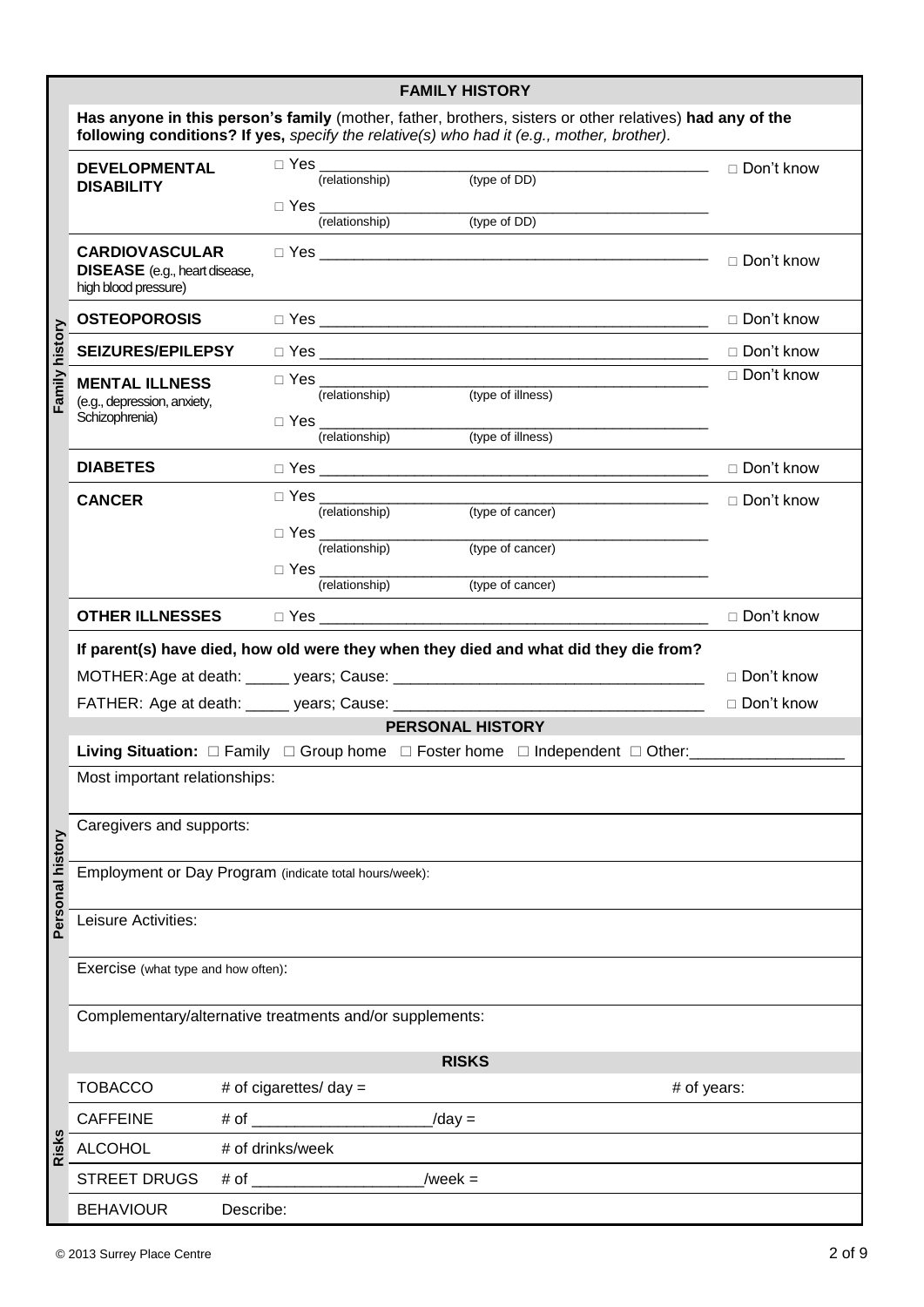## FAMILY HISTORY

**Has anyone in this person's family** (mother, father, brothers, sisters or other relatives) **had any of the following conditions? If yes,** *specify the relative(s) who had it (e.g., mother, brother).*

| Family history | | |
|---|---|---|
| **DEVELOPMENTAL DISABILITY** | □ Yes ______ (relationship) (type of DD)<br>□ Yes ______ (relationship) (type of DD) | □ Don't know |
| **CARDIOVASCULAR DISEASE** (e.g., heart disease, high blood pressure) | □ Yes ______ | □ Don't know |
| **OSTEOPOROSIS** | □ Yes ______ | □ Don't know |
| **SEIZURES/EPILEPSY** | □ Yes ______ | □ Don't know |
| **MENTAL ILLNESS** (e.g., depression, anxiety, Schizophrenia) | □ Yes ______ (relationship) (type of illness)<br>□ Yes ______ (relationship) (type of illness) | □ Don't know |
| **DIABETES** | □ Yes ______ | □ Don't know |
| **CANCER** | □ Yes ______ (relationship) (type of cancer)<br>□ Yes ______ (relationship) (type of cancer)<br>□ Yes ______ (relationship) (type of cancer) | □ Don't know |
| **OTHER ILLNESSES** | □ Yes ______ | □ Don't know |

**If parent(s) have died, how old were they when they died and what did they die from?**

MOTHER: Age at death: _____ years; Cause: ______ □ Don't know

FATHER: Age at death: _____ years; Cause: ______ □ Don't know

## PERSONAL HISTORY

**Living Situation:** □ Family □ Group home □ Foster home □ Independent □ Other:______

Most important relationships:

Caregivers and supports:

Employment or Day Program (indicate total hours/week):

Leisure Activities:

Exercise (what type and how often):

Complementary/alternative treatments and/or supplements:

## RISKS

| Risks | | |
|---|---|---|
| TOBACCO | # of cigarettes/ day = | # of years: |
| CAFFEINE | # of ______/day = | |
| ALCOHOL | # of drinks/week | |
| STREET DRUGS | # of ______/week = | |
| BEHAVIOUR | Describe: | |

© 2013 Surrey Place Centre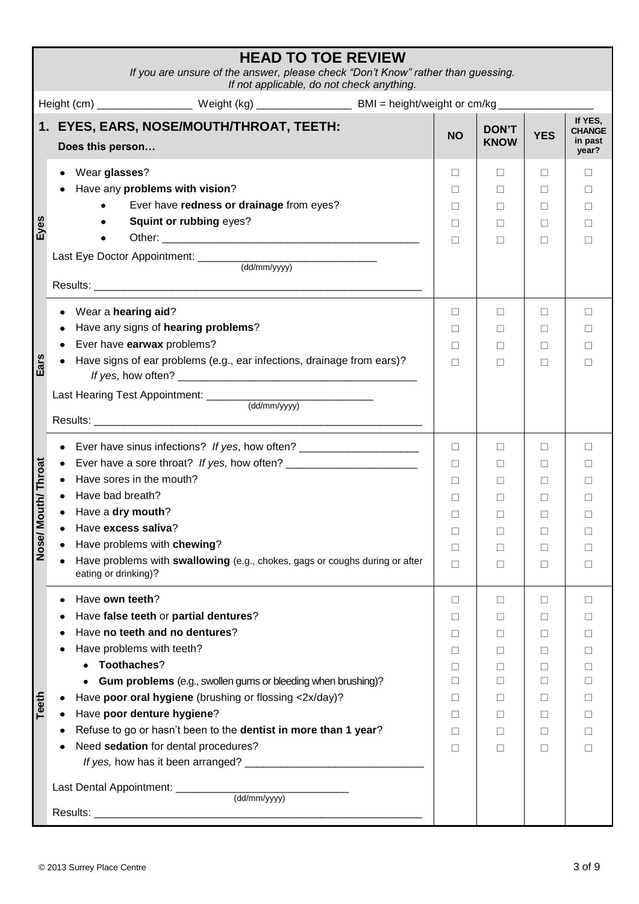## HEAD TO TOE REVIEW

*If you are unsure of the answer, please check "Don't Know" rather than guessing.*
*If not applicable, do not check anything.*

Height (cm) ________________ Weight (kg) ________________ BMI = height/weight or cm/kg ________________

| | 1. EYES, EARS, NOSE/MOUTH/THROAT, TEETH: Does this person… | NO | DON'T KNOW | YES | If YES, CHANGE in past year? |
|---|---|---|---|---|---|
| **Eyes** | • Wear **glasses**? | ☐ | ☐ | ☐ | ☐ |
| | • Have any **problems with vision**? | ☐ | ☐ | ☐ | ☐ |
| | • Ever have **redness or drainage** from eyes? | ☐ | ☐ | ☐ | ☐ |
| | • **Squint or rubbing** eyes? | ☐ | ☐ | ☐ | ☐ |
| | • Other: ___________________________________________ | ☐ | ☐ | ☐ | ☐ |
| | Last Eye Doctor Appointment: ____________________________ (dd/mm/yyyy) | | | | |
| | Results: ________________________________________________________ | | | | |
| **Ears** | • Wear a **hearing aid**? | ☐ | ☐ | ☐ | ☐ |
| | • Have any signs of **hearing problems**? | ☐ | ☐ | ☐ | ☐ |
| | • Ever have **earwax** problems? | ☐ | ☐ | ☐ | ☐ |
| | • Have signs of ear problems (e.g., ear infections, drainage from ears)? *If yes*, how often? ________________________________________ | ☐ | ☐ | ☐ | ☐ |
| | Last Hearing Test Appointment: ____________________________ (dd/mm/yyyy) | | | | |
| | Results: ________________________________________________________ | | | | |
| **Nose/ Mouth/ Throat** | • Ever have sinus infections? *If yes*, how often? ____________________ | ☐ | ☐ | ☐ | ☐ |
| | • Ever have a sore throat? *If yes,* how often? ______________________ | ☐ | ☐ | ☐ | ☐ |
| | • Have sores in the mouth? | ☐ | ☐ | ☐ | ☐ |
| | • Have bad breath? | ☐ | ☐ | ☐ | ☐ |
| | • Have a **dry mouth**? | ☐ | ☐ | ☐ | ☐ |
| | • Have **excess saliva**? | ☐ | ☐ | ☐ | ☐ |
| | • Have problems with **chewing**? | ☐ | ☐ | ☐ | ☐ |
| | • Have problems with **swallowing** (e.g., chokes, gags or coughs during or after eating or drinking)? | ☐ | ☐ | ☐ | ☐ |
| **Teeth** | • Have **own teeth**? | ☐ | ☐ | ☐ | ☐ |
| | • Have **false teeth** or **partial dentures**? | ☐ | ☐ | ☐ | ☐ |
| | • Have **no teeth and no dentures**? | ☐ | ☐ | ☐ | ☐ |
| | • Have problems with teeth? | ☐ | ☐ | ☐ | ☐ |
| | • **Toothaches**? | ☐ | ☐ | ☐ | ☐ |
| | • **Gum problems** (e.g., swollen gums or bleeding when brushing)? | ☐ | ☐ | ☐ | ☐ |
| | • Have **poor oral hygiene** (brushing or flossing <2x/day)? | ☐ | ☐ | ☐ | ☐ |
| | • Have **poor denture hygiene**? | ☐ | ☐ | ☐ | ☐ |
| | • Refuse to go or hasn't been to the **dentist in more than 1 year**? | ☐ | ☐ | ☐ | ☐ |
| | • Need **sedation** for dental procedures? *If yes,* how has it been arranged? ______________________________ | ☐ | ☐ | ☐ | ☐ |
| | Last Dental Appointment: ____________________________ (dd/mm/yyyy) | | | | |
| | Results: ________________________________________________________ | | | | |

© 2013 Surrey Place Centre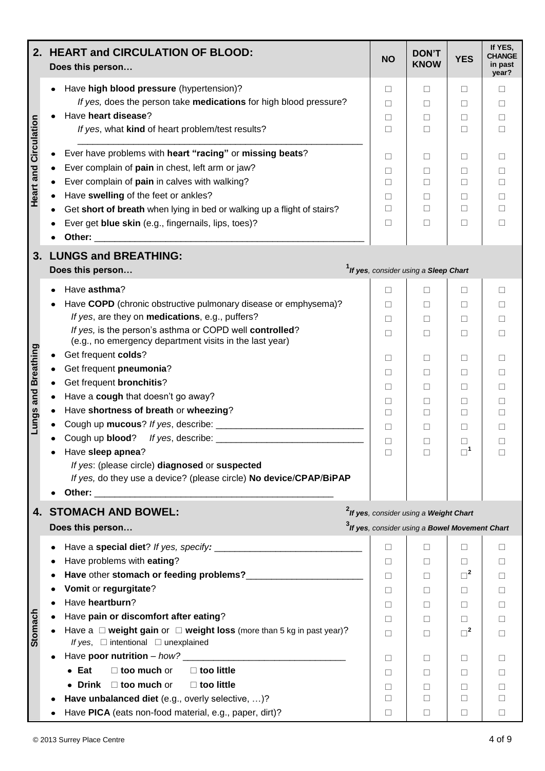| **2. HEART and CIRCULATION OF BLOOD:** Does this person… | NO | DON'T KNOW | YES | If YES, CHANGE in past year? |
|---|---|---|---|---|
| **Heart and Circulation** | | | | |
| • Have **high blood pressure** (hypertension)? | ☐ | ☐ | ☐ | ☐ |
| *If yes,* does the person take **medications** for high blood pressure? | ☐ | ☐ | ☐ | ☐ |
| • Have **heart disease**? | ☐ | ☐ | ☐ | ☐ |
| *If yes*, what **kind** of heart problem/test results? ______________________ | ☐ | ☐ | ☐ | ☐ |
| • Ever have problems with **heart "racing"** or **missing beats**? | ☐ | ☐ | ☐ | ☐ |
| • Ever complain of **pain** in chest, left arm or jaw? | ☐ | ☐ | ☐ | ☐ |
| • Ever complain of **pain** in calves with walking? | ☐ | ☐ | ☐ | ☐ |
| • Have **swelling** of the feet or ankles? | ☐ | ☐ | ☐ | ☐ |
| • Get **short of breath** when lying in bed or walking up a flight of stairs? | ☐ | ☐ | ☐ | ☐ |
| • Ever get **blue skin** (e.g., fingernails, lips, toes)? | ☐ | ☐ | ☐ | ☐ |
| • **Other:** ______________________ | | | | |

| **3. LUNGS and BREATHING:** Does this person… [1]*If yes, consider using a* ***Sleep Chart*** | NO | DON'T KNOW | YES | If YES, CHANGE in past year? |
|---|---|---|---|---|
| **Lungs and Breathing** | | | | |
| • Have **asthma**? | ☐ | ☐ | ☐ | ☐ |
| • Have **COPD** (chronic obstructive pulmonary disease or emphysema)? | ☐ | ☐ | ☐ | ☐ |
| *If yes*, are they on **medications**, e.g., puffers? | ☐ | ☐ | ☐ | ☐ |
| *If yes,* is the person's asthma or COPD well **controlled**? (e.g., no emergency department visits in the last year) | ☐ | ☐ | ☐ | ☐ |
| • Get frequent **colds**? | ☐ | ☐ | ☐ | ☐ |
| • Get frequent **pneumonia**? | ☐ | ☐ | ☐ | ☐ |
| • Get frequent **bronchitis**? | ☐ | ☐ | ☐ | ☐ |
| • Have a **cough** that doesn't go away? | ☐ | ☐ | ☐ | ☐ |
| • Have **shortness of breath** or **wheezing**? | ☐ | ☐ | ☐ | ☐ |
| • Cough up **mucous**? *If yes*, describe: ______________________ | ☐ | ☐ | ☐ | ☐ |
| • Cough up **blood**? *If yes*, describe: ______________________ | ☐ | ☐ | ☐ | ☐ |
| • Have **sleep apnea**? | ☐ | ☐ | ☐[1] | ☐ |
| *If yes*: (please circle) **diagnosed** or **suspected** | | | | |
| *If yes,* do they use a device? (please circle) **No device**/**CPAP**/**BiPAP** | | | | |
| • **Other:** ______________________ | | | | |

| **4. STOMACH AND BOWEL:** Does this person… [2]*If yes, consider using a* ***Weight Chart*** [3]*If yes, consider using a* ***Bowel Movement Chart*** | NO | DON'T KNOW | YES | If YES, CHANGE in past year? |
|---|---|---|---|---|
| **Stomach** | | | | |
| • Have a **special diet**? *If yes, specify:* ______________________ | ☐ | ☐ | ☐ | ☐ |
| • Have problems with **eating**? | ☐ | ☐ | ☐ | ☐ |
| • **Have** other **stomach or feeding problems?** ______________________ | ☐ | ☐ | ☐[2] | ☐ |
| • **Vomit** or **regurgitate**? | ☐ | ☐ | ☐ | ☐ |
| • Have **heartburn**? | ☐ | ☐ | ☐ | ☐ |
| • Have **pain or discomfort after eating**? | ☐ | ☐ | ☐ | ☐ |
| • Have a ☐ **weight gain** or ☐ **weight loss** (more than 5 kg in past year)? *If yes*, ☐ intentional ☐ unexplained | ☐ | ☐ | ☐[2] | ☐ |
| • Have **poor nutrition** – *how?* ______________________ | ☐ | ☐ | ☐ | ☐ |
| • **Eat** ☐ **too much** or ☐ **too little** | ☐ | ☐ | ☐ | ☐ |
| • **Drink** ☐ **too much** or ☐ **too little** | ☐ | ☐ | ☐ | ☐ |
| • **Have unbalanced diet** (e.g., overly selective, …)? | ☐ | ☐ | ☐ | ☐ |
| • Have **PICA** (eats non-food material, e.g., paper, dirt)? | ☐ | ☐ | ☐ | ☐ |

© 2013 Surrey Place Centre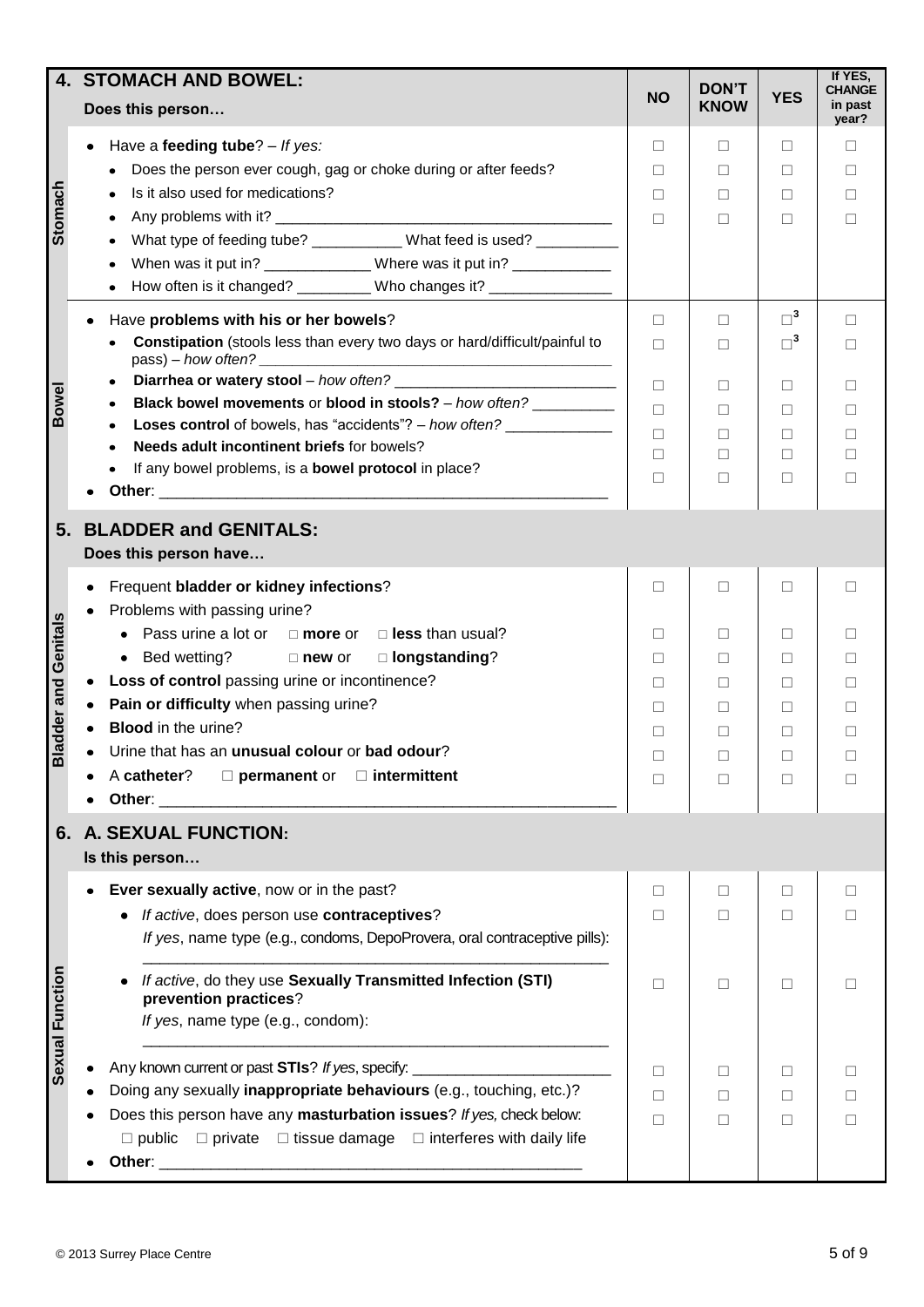| **4. STOMACH AND BOWEL:** Does this person… | | NO | DON'T KNOW | YES | If YES, CHANGE in past year? |
|---|---|---|---|---|---|
| **Stomach** | • Have a **feeding tube**? – *If yes:* | □ | □ | □ | □ |
| | • Does the person ever cough, gag or choke during or after feeds? | □ | □ | □ | □ |
| | • Is it also used for medications? | □ | □ | □ | □ |
| | • Any problems with it? ____________________ | □ | □ | □ | □ |
| | • What type of feeding tube? __________ What feed is used? __________ | | | | |
| | • When was it put in? __________ Where was it put in? __________ | | | | |
| | • How often is it changed? __________ Who changes it? __________ | | | | |
| **Bowel** | • Have **problems with his or her bowels**? | □ | □ | □[3] | □ |
| | • **Constipation** (stools less than every two days or hard/difficult/painful to pass) – *how often?* ____________________ | □ | □ | □[3] | □ |
| | • **Diarrhea or watery stool** – *how often?* ____________________ | □ | □ | □ | □ |
| | • **Black bowel movements** or **blood in stools?** – *how often?* __________ | □ | □ | □ | □ |
| | • **Loses control** of bowels, has "accidents"? – *how often?* __________ | □ | □ | □ | □ |
| | • **Needs adult incontinent briefs** for bowels? | □ | □ | □ | □ |
| | • If any bowel problems, is a **bowel protocol** in place? | □ | □ | □ | □ |
| | • **Other**: ____________________ | | | | |
| **5. BLADDER and GENITALS:** Does this person have… | | | | | |
| **Bladder and Genitals** | • Frequent **bladder or kidney infections**? | □ | □ | □ | □ |
| | • Problems with passing urine? | | | | |
| | • Pass urine a lot or □ **more** or □ **less** than usual? | □ | □ | □ | □ |
| | • Bed wetting? □ **new** or □ **longstanding**? | □ | □ | □ | □ |
| | • **Loss of control** passing urine or incontinence? | □ | □ | □ | □ |
| | • **Pain or difficulty** when passing urine? | □ | □ | □ | □ |
| | • **Blood** in the urine? | □ | □ | □ | □ |
| | • Urine that has an **unusual colour** or **bad odour**? | □ | □ | □ | □ |
| | • A **catheter**? □ **permanent** or □ **intermittent** | □ | □ | □ | □ |
| | • **Other**: ____________________ | | | | |
| **6. A. SEXUAL FUNCTION:** Is this person… | | | | | |
| **Sexual Function** | • **Ever sexually active**, now or in the past? | □ | □ | □ | □ |
| | • *If active*, does person use **contraceptives**? *If yes*, name type (e.g., condoms, DepoProvera, oral contraceptive pills): ____________________ | □ | □ | □ | □ |
| | • *If active*, do they use **Sexually Transmitted Infection (STI) prevention practices**? *If yes*, name type (e.g., condom): ____________________ | □ | □ | □ | □ |
| | • Any known current or past **STIs**? *If yes*, specify: ____________________ | □ | □ | □ | □ |
| | • Doing any sexually **inappropriate behaviours** (e.g., touching, etc.)? | □ | □ | □ | □ |
| | • Does this person have any **masturbation issues**? *If yes,* check below: □ public □ private □ tissue damage □ interferes with daily life | □ | □ | □ | □ |
| | • **Other**: ____________________ | | | | |

© 2013 Surrey Place Centre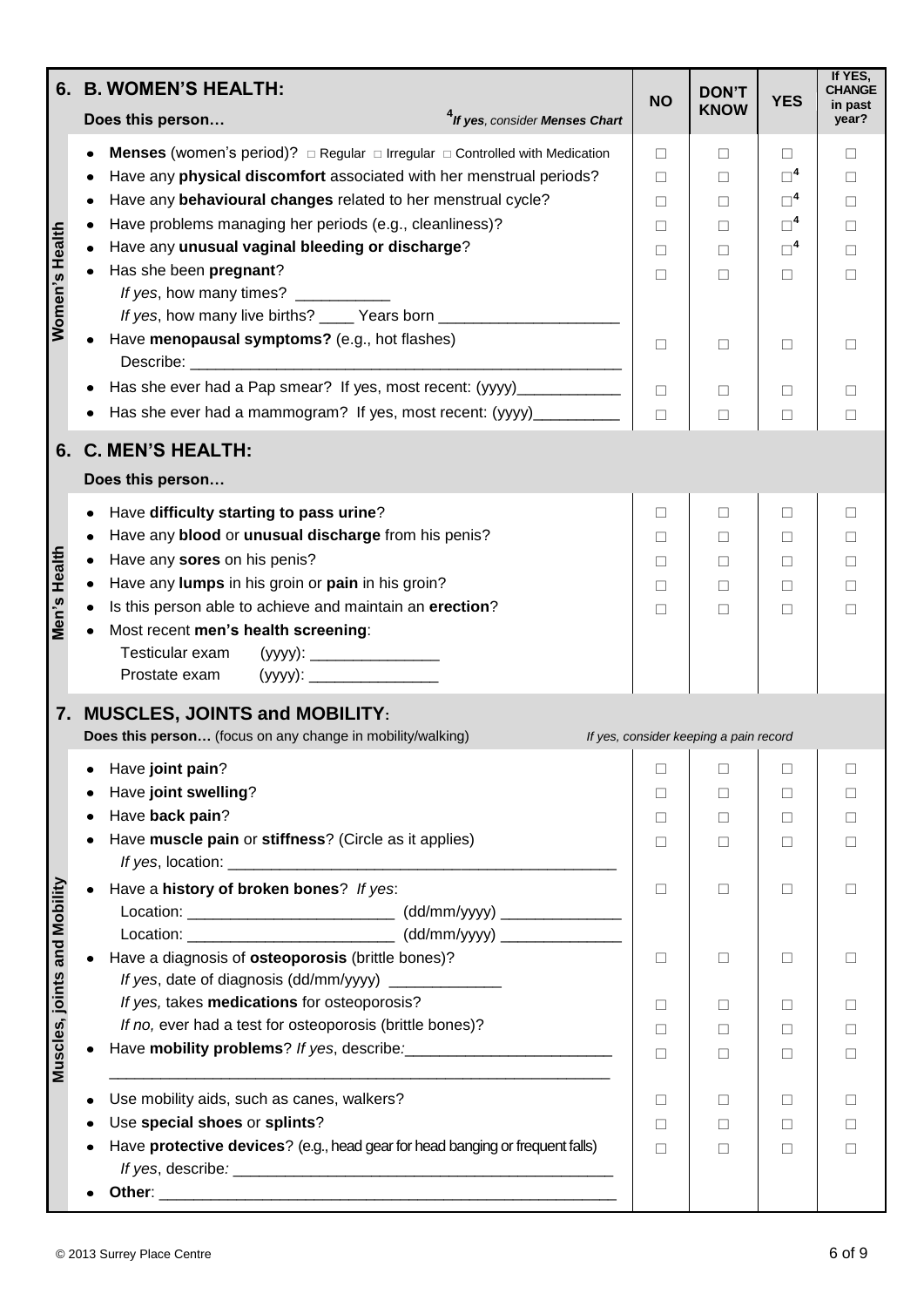## 6. B. WOMEN'S HEALTH:

| Women's Health — Does this person… *[4]If yes, consider Menses Chart* | NO | DON'T KNOW | YES | If YES, CHANGE in past year? |
|---|---|---|---|---|
| • **Menses** (women's period)? □ Regular □ Irregular □ Controlled with Medication | □ | □ | □ | □ |
| • Have any **physical discomfort** associated with her menstrual periods? | □ | □ | □[4] | □ |
| • Have any **behavioural changes** related to her menstrual cycle? | □ | □ | □[4] | □ |
| • Have problems managing her periods (e.g., cleanliness)? | □ | □ | □[4] | □ |
| • Have any **unusual vaginal bleeding or discharge**? | □ | □ | □[4] | □ |
| • Has she been **pregnant**? *If yes*, how many times? ___________ *If yes*, how many live births? ____ Years born ______________________ | □ | □ | □ | □ |
| • Have **menopausal symptoms?** (e.g., hot flashes) Describe: ______________________________ | □ | □ | □ | □ |
| • Has she ever had a Pap smear? If yes, most recent: (yyyy)____________ | □ | □ | □ | □ |
| • Has she ever had a mammogram? If yes, most recent: (yyyy)__________ | □ | □ | □ | □ |

## 6. C. MEN'S HEALTH:

| Men's Health — Does this person… | NO | DON'T KNOW | YES | If YES, CHANGE in past year? |
|---|---|---|---|---|
| • Have **difficulty starting to pass urine**? | □ | □ | □ | □ |
| • Have any **blood** or **unusual discharge** from his penis? | □ | □ | □ | □ |
| • Have any **sores** on his penis? | □ | □ | □ | □ |
| • Have any **lumps** in his groin or **pain** in his groin? | □ | □ | □ | □ |
| • Is this person able to achieve and maintain an **erection**? | □ | □ | □ | □ |
| • Most recent **men's health screening**: Testicular exam (yyyy): _______________ Prostate exam (yyyy): _______________ | | | | |

## 7. MUSCLES, JOINTS and MOBILITY:

**Does this person…** (focus on any change in mobility/walking) *If yes, consider keeping a pain record*

| Muscles, joints and Mobility | NO | DON'T KNOW | YES | If YES, CHANGE in past year? |
|---|---|---|---|---|
| • Have **joint pain**? | □ | □ | □ | □ |
| • Have **joint swelling**? | □ | □ | □ | □ |
| • Have **back pain**? | □ | □ | □ | □ |
| • Have **muscle pain** or **stiffness**? (Circle as it applies) *If yes*, location: ______________________________ | □ | □ | □ | □ |
| • Have a **history of broken bones**? *If yes*: Location: ________________ (dd/mm/yyyy) ______________ Location: ________________ (dd/mm/yyyy) ______________ | □ | □ | □ | □ |
| • Have a diagnosis of **osteoporosis** (brittle bones)? *If yes*, date of diagnosis (dd/mm/yyyy) _____________ | □ | □ | □ | □ |
| *If yes,* takes **medications** for osteoporosis? | □ | □ | □ | □ |
| *If no,* ever had a test for osteoporosis (brittle bones)? | □ | □ | □ | □ |
| • Have **mobility problems**? *If yes*, describe: ______________________________ | □ | □ | □ | □ |
| • Use mobility aids, such as canes, walkers? | □ | □ | □ | □ |
| • Use **special shoes** or **splints**? | □ | □ | □ | □ |
| • Have **protective devices**? (e.g., head gear for head banging or frequent falls) *If yes*, describe: ______________________________ | □ | □ | □ | □ |
| • **Other**: ______________________________ | | | | |

© 2013 Surrey Place Centre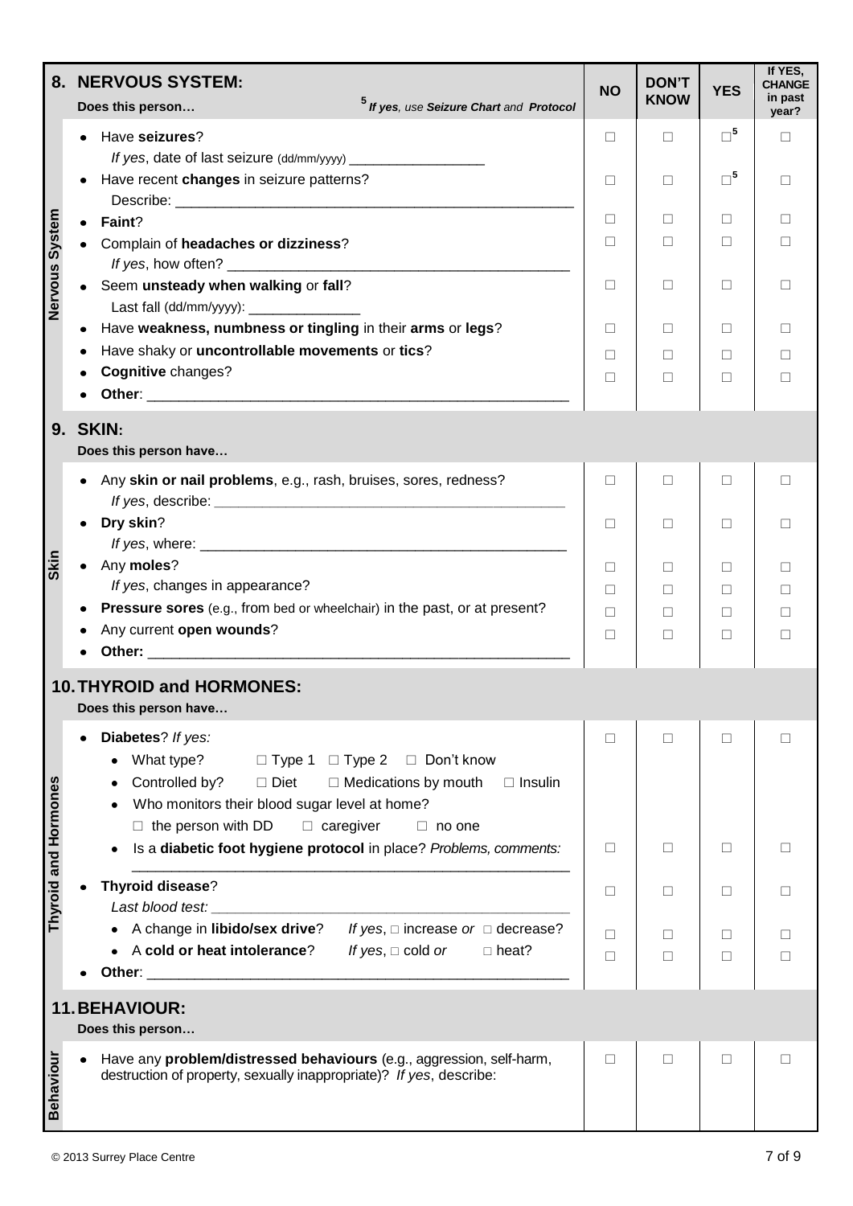| | 8. NERVOUS SYSTEM: Does this person… *[5] If yes, use Seizure Chart and Protocol* | NO | DON'T KNOW | YES | If YES, CHANGE in past year? |
|---|---|---|---|---|---|
| Nervous System | • Have **seizures**? *If yes*, date of last seizure (dd/mm/yyyy) _________________ | □ | □ | □[5] | □ |
| | • Have recent **changes** in seizure patterns? Describe: _______________________________________________ | □ | □ | □[5] | □ |
| | • **Faint**? | □ | □ | □ | □ |
| | • Complain of **headaches or dizziness**? *If yes*, how often? ___________________________________________ | □ | □ | □ | □ |
| | • Seem **unsteady when walking** or **fall**? Last fall (dd/mm/yyyy): _______________ | □ | □ | □ | □ |
| | • Have **weakness, numbness or tingling** in their **arms** or **legs**? | □ | □ | □ | □ |
| | • Have shaky or **uncontrollable movements** or **tics**? | □ | □ | □ | □ |
| | • **Cognitive** changes? | □ | □ | □ | □ |
| | • **Other**: _______________________________________________ | | | | |
| | **9. SKIN:** Does this person have… | | | | |
| Skin | • Any **skin or nail problems**, e.g., rash, bruises, sores, redness? *If yes*, describe: _____________________________________________ | □ | □ | □ | □ |
| | • **Dry skin**? *If yes*, where: _____________________________________________ | □ | □ | □ | □ |
| | • Any **moles**? | □ | □ | □ | □ |
| | *If yes*, changes in appearance? | □ | □ | □ | □ |
| | • **Pressure sores** (e.g., from bed or wheelchair) in the past, or at present? | □ | □ | □ | □ |
| | • Any current **open wounds**? | □ | □ | □ | □ |
| | • **Other:** _______________________________________________ | | | | |
| | **10. THYROID and HORMONES:** Does this person have… | | | | |
| Thyroid and Hormones | • **Diabetes**? *If yes:* <br>• What type? □ Type 1 □ Type 2 □ Don't know <br>• Controlled by? □ Diet □ Medications by mouth □ Insulin <br>• Who monitors their blood sugar level at home? □ the person with DD □ caregiver □ no one | □ | □ | □ | □ |
| | • Is a **diabetic foot hygiene protocol** in place? *Problems, comments:* _______________________________________________ | □ | □ | □ | □ |
| | • **Thyroid disease**? *Last blood test:* _______________________________________________ | □ | □ | □ | □ |
| | • A change in **libido/sex drive**? *If yes*, □ increase *or* □ decrease? | □ | □ | □ | □ |
| | • A **cold or heat intolerance**? *If yes*, □ cold *or* □ heat? | □ | □ | □ | □ |
| | • **Other**: _______________________________________________ | | | | |
| | **11. BEHAVIOUR:** Does this person… | | | | |
| Behaviour | • Have any **problem/distressed behaviours** (e.g., aggression, self-harm, destruction of property, sexually inappropriate)? *If yes*, describe: | □ | □ | □ | □ |

© 2013 Surrey Place Centre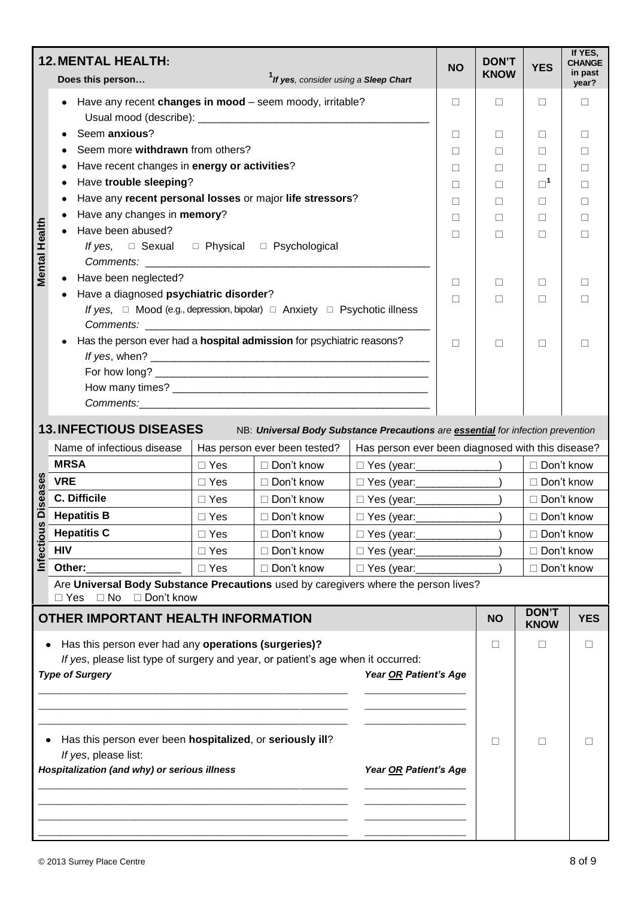## 12. MENTAL HEALTH:

| **Mental Health** — Does this person… ([1]*If yes, consider using a* ***Sleep Chart***) | NO | DON'T KNOW | YES | If YES, CHANGE in past year? |
|---|---|---|---|---|
| • Have any recent **changes in mood** – seem moody, irritable? Usual mood (describe): ________________________________ | ☐ | ☐ | ☐ | ☐ |
| • Seem **anxious**? | ☐ | ☐ | ☐ | ☐ |
| • Seem more **withdrawn** from others? | ☐ | ☐ | ☐ | ☐ |
| • Have recent changes in **energy or activities**? | ☐ | ☐ | ☐ | ☐ |
| • Have **trouble sleeping**? | ☐ | ☐ | ☐[1] | ☐ |
| • Have any **recent personal losses** or major **life stressors**? | ☐ | ☐ | ☐ | ☐ |
| • Have any changes in **memory**? | ☐ | ☐ | ☐ | ☐ |
| • Have been abused? *If yes,* ☐ Sexual ☐ Physical ☐ Psychological *Comments:* ________________________________ | ☐ | ☐ | ☐ | ☐ |
| • Have been neglected? | ☐ | ☐ | ☐ | ☐ |
| • Have a diagnosed **psychiatric disorder**? *If yes,* ☐ Mood (e.g., depression, bipolar) ☐ Anxiety ☐ Psychotic illness *Comments:* ________________________________ | ☐ | ☐ | ☐ | ☐ |
| • Has the person ever had a **hospital admission** for psychiatric reasons? *If yes*, when? ______________ For how long? ______________ How many times? ______________ *Comments:* ______________ | ☐ | ☐ | ☐ | ☐ |

## 13. INFECTIOUS DISEASES

NB: ***Universal Body Substance Precautions*** *are* ***essential*** *for infection prevention*

| Name of infectious disease | Has person ever been tested? | | Has person ever been diagnosed with this disease? | |
|---|---|---|---|---|
| **MRSA** | ☐ Yes | ☐ Don't know | ☐ Yes (year:______________) | ☐ Don't know |
| **VRE** | ☐ Yes | ☐ Don't know | ☐ Yes (year:______________) | ☐ Don't know |
| **C. Difficile** | ☐ Yes | ☐ Don't know | ☐ Yes (year:______________) | ☐ Don't know |
| **Hepatitis B** | ☐ Yes | ☐ Don't know | ☐ Yes (year:______________) | ☐ Don't know |
| **Hepatitis C** | ☐ Yes | ☐ Don't know | ☐ Yes (year:______________) | ☐ Don't know |
| **HIV** | ☐ Yes | ☐ Don't know | ☐ Yes (year:______________) | ☐ Don't know |
| **Other:**________________ | ☐ Yes | ☐ Don't know | ☐ Yes (year:______________) | ☐ Don't know |

Are **Universal Body Substance Precautions** used by caregivers where the person lives?
☐ Yes ☐ No ☐ Don't know

## OTHER IMPORTANT HEALTH INFORMATION

| | NO | DON'T KNOW | YES |
|---|---|---|---|
| • Has this person ever had any **operations (surgeries)?** *If yes*, please list type of surgery and year, or patient's age when it occurred: | ☐ | ☐ | ☐ |
| • Has this person ever been **hospitalized**, or **seriously ill**? *If yes*, please list: | ☐ | ☐ | ☐ |

| ***Type of Surgery*** | ***Year OR Patient's Age*** |
|---|---|
| ________________________________ | ______________ |
| ________________________________ | ______________ |
| ________________________________ | ______________ |

| ***Hospitalization (and why) or serious illness*** | ***Year OR Patient's Age*** |
|---|---|
| ________________________________ | ______________ |
| ________________________________ | ______________ |
| ________________________________ | ______________ |
| ________________________________ | ______________ |

© 2013 Surrey Place Centre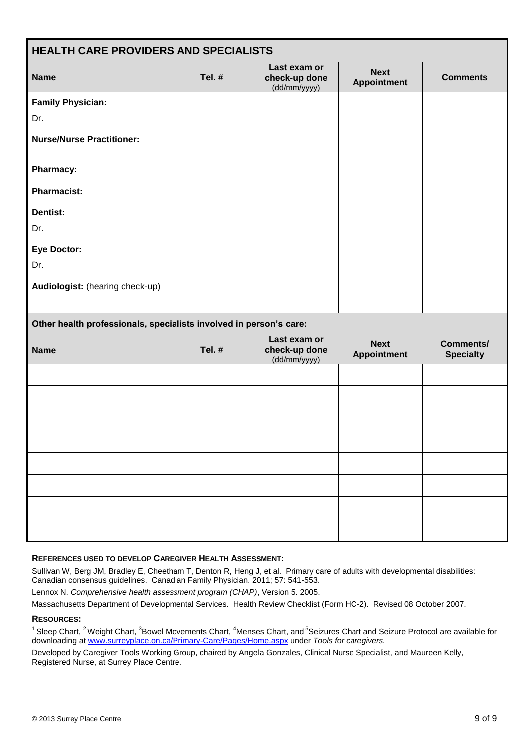## HEALTH CARE PROVIDERS AND SPECIALISTS

| Name | Tel. # | Last exam or check-up done (dd/mm/yyyy) | Next Appointment | Comments |
|---|---|---|---|---|
| **Family Physician:** Dr. | | | | |
| **Nurse/Nurse Practitioner:** | | | | |
| **Pharmacy:** **Pharmacist:** | | | | |
| **Dentist:** Dr. | | | | |
| **Eye Doctor:** Dr. | | | | |
| **Audiologist:** (hearing check-up) | | | | |

**Other health professionals, specialists involved in person's care:**

| Name | Tel. # | Last exam or check-up done (dd/mm/yyyy) | Next Appointment | Comments/ Specialty |
|---|---|---|---|---|
| | | | | |
| | | | | |
| | | | | |
| | | | | |
| | | | | |
| | | | | |
| | | | | |
| | | | | |

**REFERENCES USED TO DEVELOP CAREGIVER HEALTH ASSESSMENT:**

Sullivan W, Berg JM, Bradley E, Cheetham T, Denton R, Heng J, et al. Primary care of adults with developmental disabilities: Canadian consensus guidelines. Canadian Family Physician. 2011; 57: 541-553.

Lennox N. *Comprehensive health assessment program (CHAP)*, Version 5. 2005.

Massachusetts Department of Developmental Services. Health Review Checklist (Form HC-2). Revised 08 October 2007.

**RESOURCES:**

[1] Sleep Chart, [2] Weight Chart, [3] Bowel Movements Chart, [4] Menses Chart, and [5] Seizures Chart and Seizure Protocol are available for downloading at www.surreyplace.on.ca/Primary-Care/Pages/Home.aspx under *Tools for caregivers.*

Developed by Caregiver Tools Working Group, chaired by Angela Gonzales, Clinical Nurse Specialist, and Maureen Kelly, Registered Nurse, at Surrey Place Centre.

© 2013 Surrey Place Centre